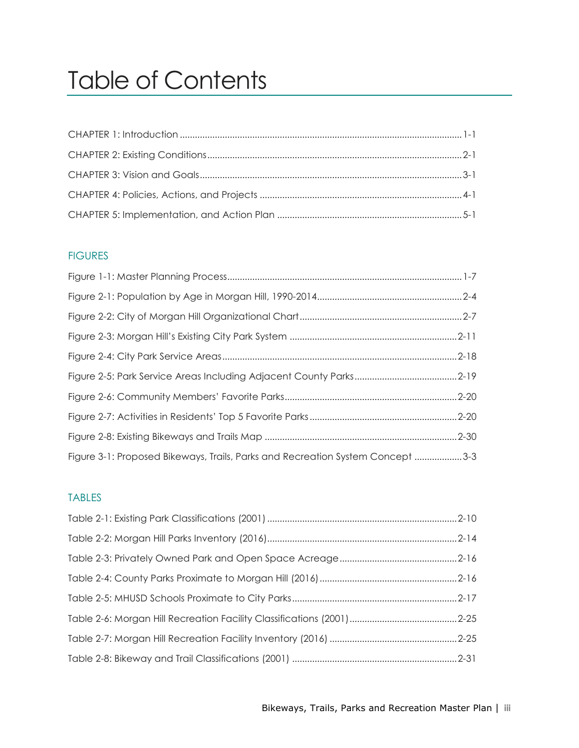# Table of Contents

CHAPTER 1: Introduction ........ 1-1

CHAPTER 2: Existing Conditions ........ 2-1

CHAPTER 3: Vision and Goals ........ 3-1

CHAPTER 4: Policies, Actions, and Projects ........ 4-1

CHAPTER 5: Implementation, and Action Plan ........ 5-1

## FIGURES

Figure 1-1: Master Planning Process ........ 1-7

Figure 2-1: Population by Age in Morgan Hill, 1990-2014 ........ 2-4

Figure 2-2: City of Morgan Hill Organizational Chart ........ 2-7

Figure 2-3: Morgan Hill's Existing City Park System ........ 2-11

Figure 2-4: City Park Service Areas ........ 2-18

Figure 2-5: Park Service Areas Including Adjacent County Parks ........ 2-19

Figure 2-6: Community Members' Favorite Parks ........ 2-20

Figure 2-7: Activities in Residents' Top 5 Favorite Parks ........ 2-20

Figure 2-8: Existing Bikeways and Trails Map ........ 2-30

Figure 3-1: Proposed Bikeways, Trails, Parks and Recreation System Concept ........ 3-3

## TABLES

Table 2-1: Existing Park Classifications (2001) ........ 2-10

Table 2-2: Morgan Hill Parks Inventory (2016) ........ 2-14

Table 2-3: Privately Owned Park and Open Space Acreage ........ 2-16

Table 2-4: County Parks Proximate to Morgan Hill (2016) ........ 2-16

Table 2-5: MHUSD Schools Proximate to City Parks ........ 2-17

Table 2-6: Morgan Hill Recreation Facility Classifications (2001) ........ 2-25

Table 2-7: Morgan Hill Recreation Facility Inventory (2016) ........ 2-25

Table 2-8: Bikeway and Trail Classifications (2001) ........ 2-31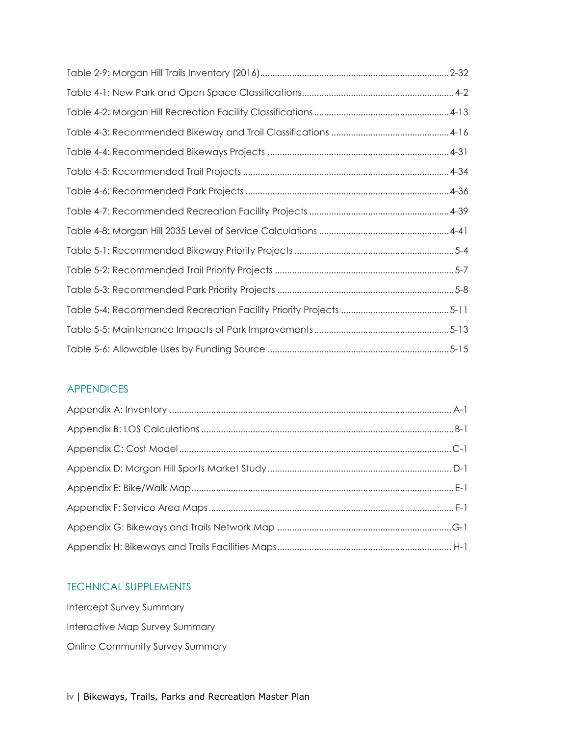Table 2-9: Morgan Hill Trails Inventory (2016)............................................................................2-32

Table 4-1: New Park and Open Space Classifications.............................................................4-2

Table 4-2: Morgan Hill Recreation Facility Classifications......................................................4-13

Table 4-3: Recommended Bikeway and Trail Classifications ...............................................4-16

Table 4-4: Recommended Bikeways Projects ........................................................................4-31

Table 4-5: Recommended Trail Projects ..................................................................................4-34

Table 4-6: Recommended Park Projects .................................................................................4-36

Table 4-7: Recommended Recreation Facility Projects ........................................................4-39

Table 4-8: Morgan Hill 2035 Level of Service Calculations ....................................................4-41

Table 5-1: Recommended Bikeway Priority Projects ................................................................5-4

Table 5-2: Recommended Trail Priority Projects ........................................................................5-7

Table 5-3: Recommended Park Priority Projects .......................................................................5-8

Table 5-4: Recommended Recreation Facility Priority Projects ...........................................5-11

Table 5-5: Maintenance Impacts of Park Improvements......................................................5-13

Table 5-6: Allowable Uses by Funding Source .........................................................................5-15

## APPENDICES

Appendix A: Inventory ................................................................................................................. A-1

Appendix B: LOS Calculations .....................................................................................................B-1

Appendix C: Cost Model.............................................................................................................C-1

Appendix D: Morgan Hill Sports Market Study .......................................................................... D-1

Appendix E: Bike/Walk Map.........................................................................................................E-1

Appendix F: Service Area Maps .................................................................................................. F-1

Appendix G: Bikeways and Trails Network Map ......................................................................G-1

Appendix H: Bikeways and Trails Facilities Maps...................................................................... H-1

## TECHNICAL SUPPLEMENTS

Intercept Survey Summary

Interactive Map Survey Summary

Online Community Survey Summary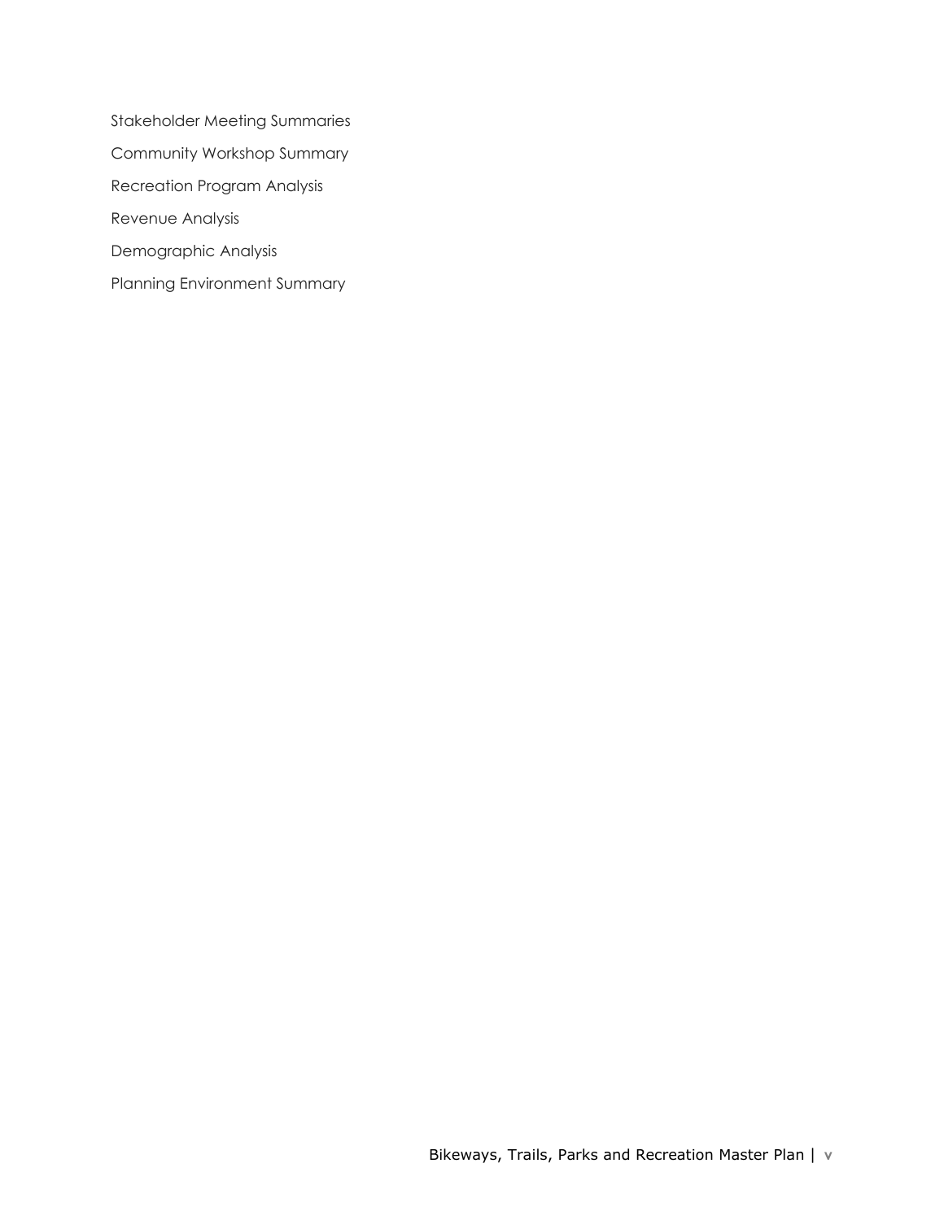Stakeholder Meeting Summaries

Community Workshop Summary

Recreation Program Analysis

Revenue Analysis

Demographic Analysis

Planning Environment Summary